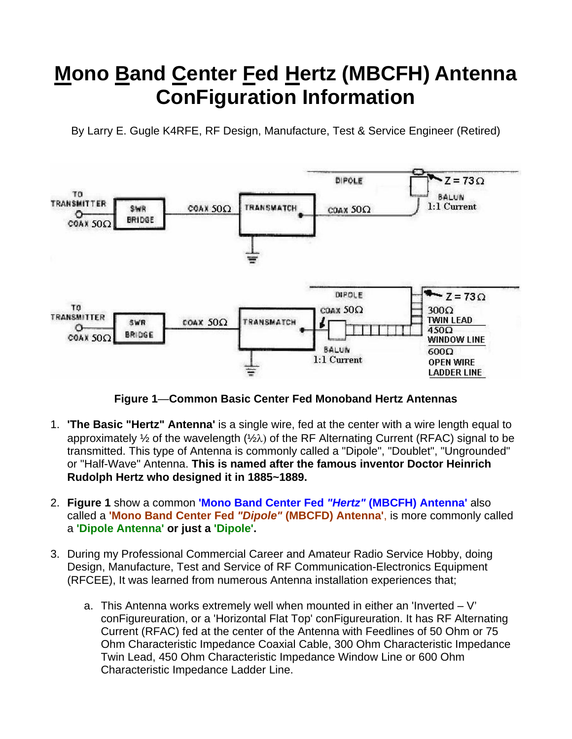# Mono Band Center Fed Hertz (MBCFH) Antenna ConFiguration Information

By Larry E. Gugle K4RFE, RF Design, Manufacture, Test & Service Engineer (Retired)

**Figure 1**—**Common Basic Center Fed Monoband Hertz Antennas**

1. **'The Basic "Hertz" Antenna'** is a single wire, fed at the center with a wire length equal to approximately ½ of the wavelength (½λ) of the RF Alternating Current (RFAC) signal to be transmitted. This type of Antenna is commonly called a "Dipole", "Doublet", "Ungrounded" or "Half-Wave" Antenna. **This is named after the famous inventor Doctor Heinrich Rudolph Hertz who designed it in 1885~1889.**

2. **Figure 1** show a common **'Mono Band Center Fed *"Hertz"* (MBCFH) Antenna'** also called a **'Mono Band Center Fed *"Dipole"* (MBCFD) Antenna'**, is more commonly called a **'Dipole Antenna' or just a 'Dipole'.**

3. During my Professional Commercial Career and Amateur Radio Service Hobby, doing Design, Manufacture, Test and Service of RF Communication-Electronics Equipment (RFCEE), It was learned from numerous Antenna installation experiences that;

   a. This Antenna works extremely well when mounted in either an 'Inverted – V' conFigureuration, or a 'Horizontal Flat Top' conFigureuration. It has RF Alternating Current (RFAC) fed at the center of the Antenna with Feedlines of 50 Ohm or 75 Ohm Characteristic Impedance Coaxial Cable, 300 Ohm Characteristic Impedance Twin Lead, 450 Ohm Characteristic Impedance Window Line or 600 Ohm Characteristic Impedance Ladder Line.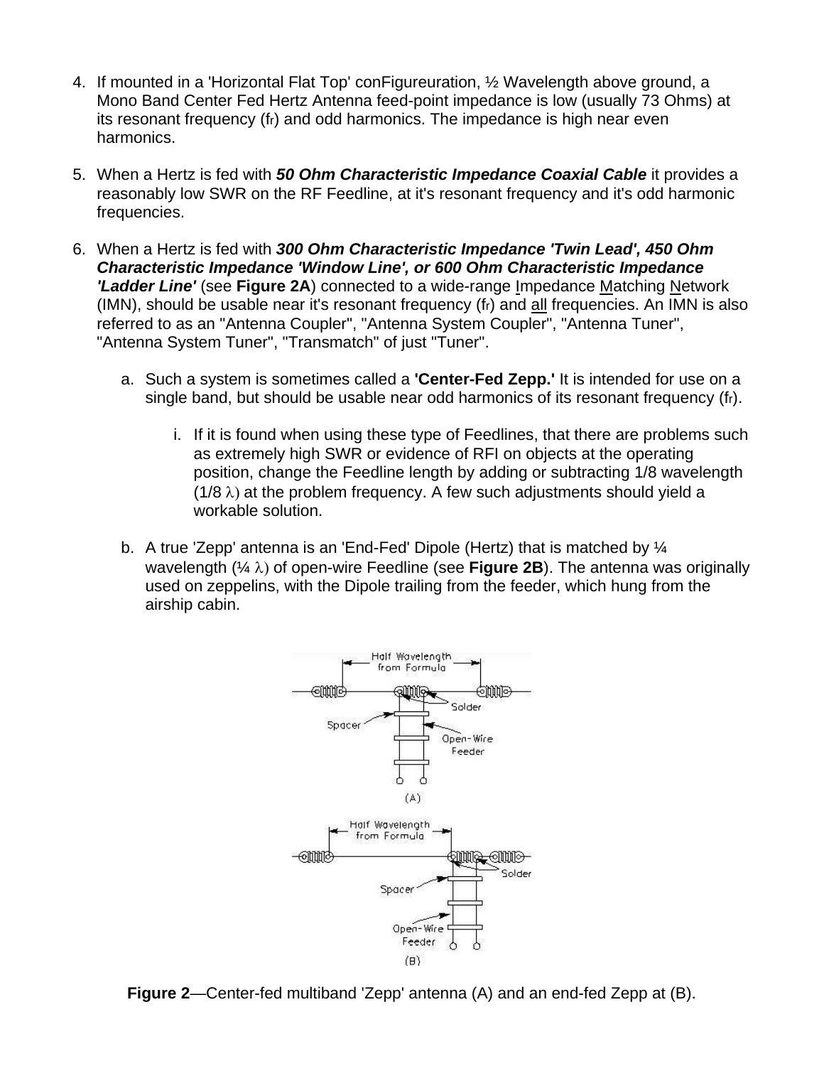4. If mounted in a 'Horizontal Flat Top' conFigureuration, ½ Wavelength above ground, a Mono Band Center Fed Hertz Antenna feed-point impedance is low (usually 73 Ohms) at its resonant frequency ($f_r$) and odd harmonics. The impedance is high near even harmonics.

5. When a Hertz is fed with ***50 Ohm Characteristic Impedance Coaxial Cable*** it provides a reasonably low SWR on the RF Feedline, at it's resonant frequency and it's odd harmonic frequencies.

6. When a Hertz is fed with ***300 Ohm Characteristic Impedance 'Twin Lead', 450 Ohm Characteristic Impedance 'Window Line', or 600 Ohm Characteristic Impedance 'Ladder Line'*** (see **Figure 2A**) connected to a wide-range Impedance Matching Network (IMN), should be usable near it's resonant frequency ($f_r$) and all frequencies. An IMN is also referred to as an "Antenna Coupler", "Antenna System Coupler", "Antenna Tuner", "Antenna System Tuner", "Transmatch" of just "Tuner".

   a. Such a system is sometimes called a **'Center-Fed Zepp.'** It is intended for use on a single band, but should be usable near odd harmonics of its resonant frequency ($f_r$).

      i. If it is found when using these type of Feedlines, that there are problems such as extremely high SWR or evidence of RFI on objects at the operating position, change the Feedline length by adding or subtracting 1/8 wavelength (1/8 $\lambda$) at the problem frequency. A few such adjustments should yield a workable solution.

   b. A true 'Zepp' antenna is an 'End-Fed' Dipole (Hertz) that is matched by ¼ wavelength (¼ $\lambda$) of open-wire Feedline (see **Figure 2B**). The antenna was originally used on zeppelins, with the Dipole trailing from the feeder, which hung from the airship cabin.

**Figure 2**—Center-fed multiband 'Zepp' antenna (A) and an end-fed Zepp at (B).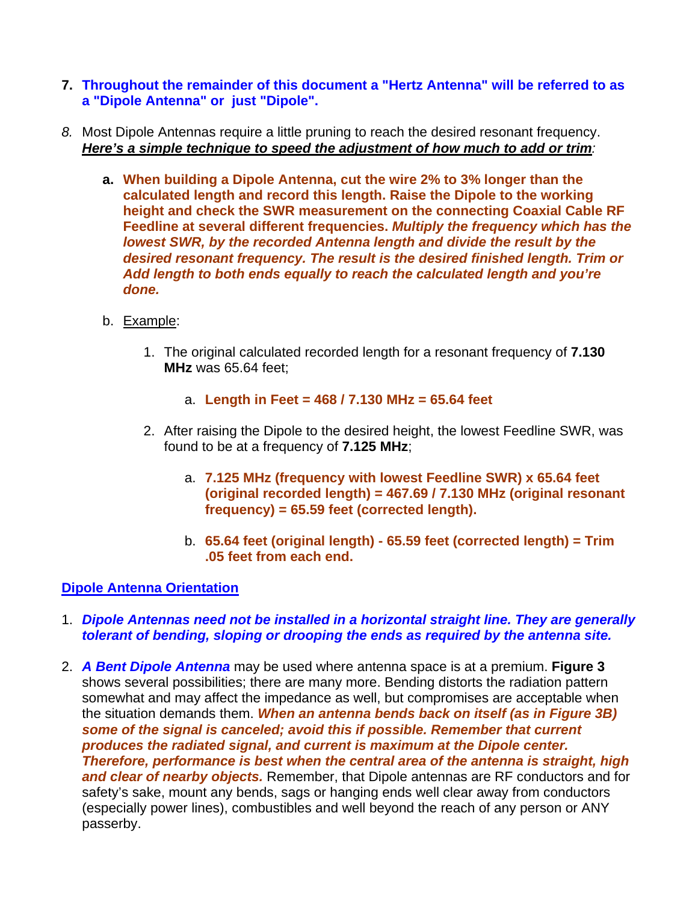7. **Throughout the remainder of this document a "Hertz Antenna" will be referred to as a "Dipole Antenna" or just "Dipole".**

8. Most Dipole Antennas require a little pruning to reach the desired resonant frequency. ***<u>Here's a simple technique to speed the adjustment of how much to add or trim</u>:***

   a. **When building a Dipole Antenna, cut the wire 2% to 3% longer than the calculated length and record this length. Raise the Dipole to the working height and check the SWR measurement on the connecting Coaxial Cable RF Feedline at several different frequencies. *Multiply the frequency which has the lowest SWR, by the recorded Antenna length and divide the result by the desired resonant frequency. The result is the desired finished length. Trim or Add length to both ends equally to reach the calculated length and you're done.***

   b. <u>Example</u>:

      1. The original calculated recorded length for a resonant frequency of **7.130 MHz** was 65.64 feet;

         a. **Length in Feet = 468 / 7.130 MHz = 65.64 feet**

      2. After raising the Dipole to the desired height, the lowest Feedline SWR, was found to be at a frequency of **7.125 MHz**;

         a. **7.125 MHz (frequency with lowest Feedline SWR) x 65.64 feet (original recorded length) = 467.69 / 7.130 MHz (original resonant frequency) = 65.59 feet (corrected length).**

         b. **65.64 feet (original length) - 65.59 feet (corrected length) = Trim .05 feet from each end.**

## <u>Dipole Antenna Orientation</u>

1. ***Dipole Antennas need not be installed in a horizontal straight line. They are generally tolerant of bending, sloping or drooping the ends as required by the antenna site.***

2. ***A Bent Dipole Antenna*** may be used where antenna space is at a premium. **Figure 3** shows several possibilities; there are many more. Bending distorts the radiation pattern somewhat and may affect the impedance as well, but compromises are acceptable when the situation demands them. ***When an antenna bends back on itself (as in Figure 3B) some of the signal is canceled; avoid this if possible. Remember that current produces the radiated signal, and current is maximum at the Dipole center. Therefore, performance is best when the central area of the antenna is straight, high and clear of nearby objects.*** Remember, that Dipole antennas are RF conductors and for safety's sake, mount any bends, sags or hanging ends well clear away from conductors (especially power lines), combustibles and well beyond the reach of any person or ANY passerby.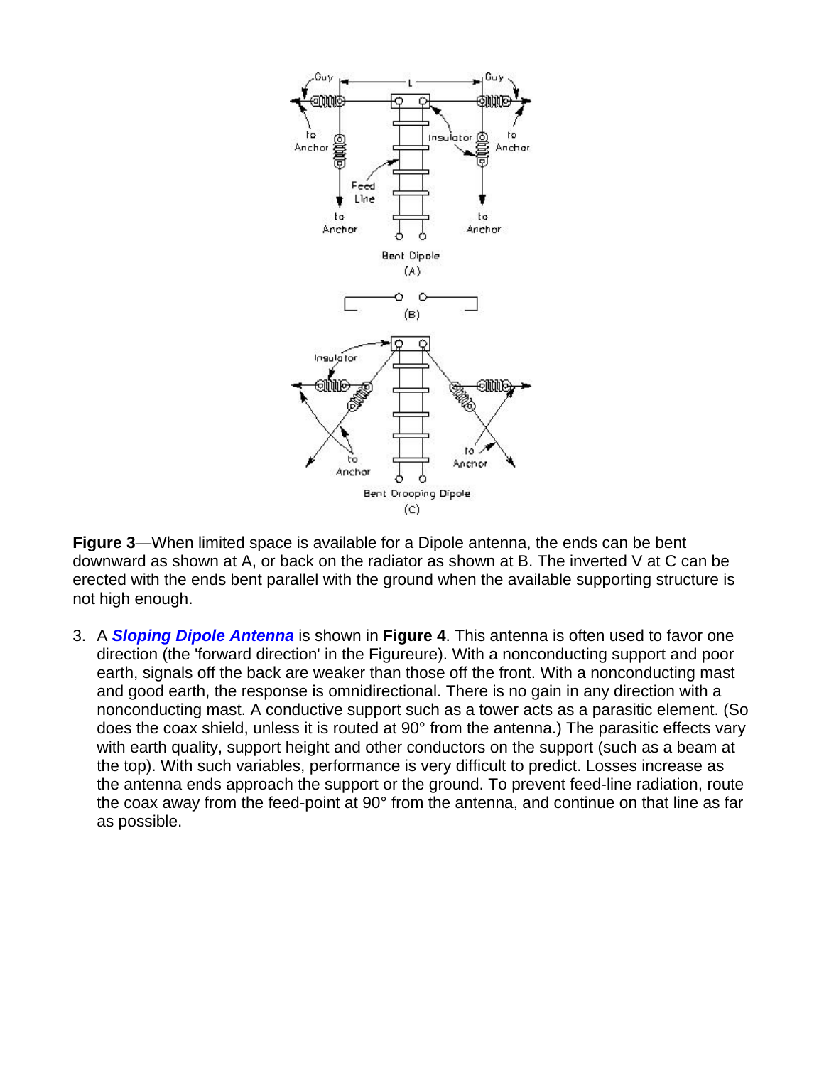**Figure 3**—When limited space is available for a Dipole antenna, the ends can be bent downward as shown at A, or back on the radiator as shown at B. The inverted V at C can be erected with the ends bent parallel with the ground when the available supporting structure is not high enough.

3. A ***Sloping Dipole Antenna*** is shown in **Figure 4**. This antenna is often used to favor one direction (the 'forward direction' in the Figureure). With a nonconducting support and poor earth, signals off the back are weaker than those off the front. With a nonconducting mast and good earth, the response is omnidirectional. There is no gain in any direction with a nonconducting mast. A conductive support such as a tower acts as a parasitic element. (So does the coax shield, unless it is routed at 90° from the antenna.) The parasitic effects vary with earth quality, support height and other conductors on the support (such as a beam at the top). With such variables, performance is very difficult to predict. Losses increase as the antenna ends approach the support or the ground. To prevent feed-line radiation, route the coax away from the feed-point at 90° from the antenna, and continue on that line as far as possible.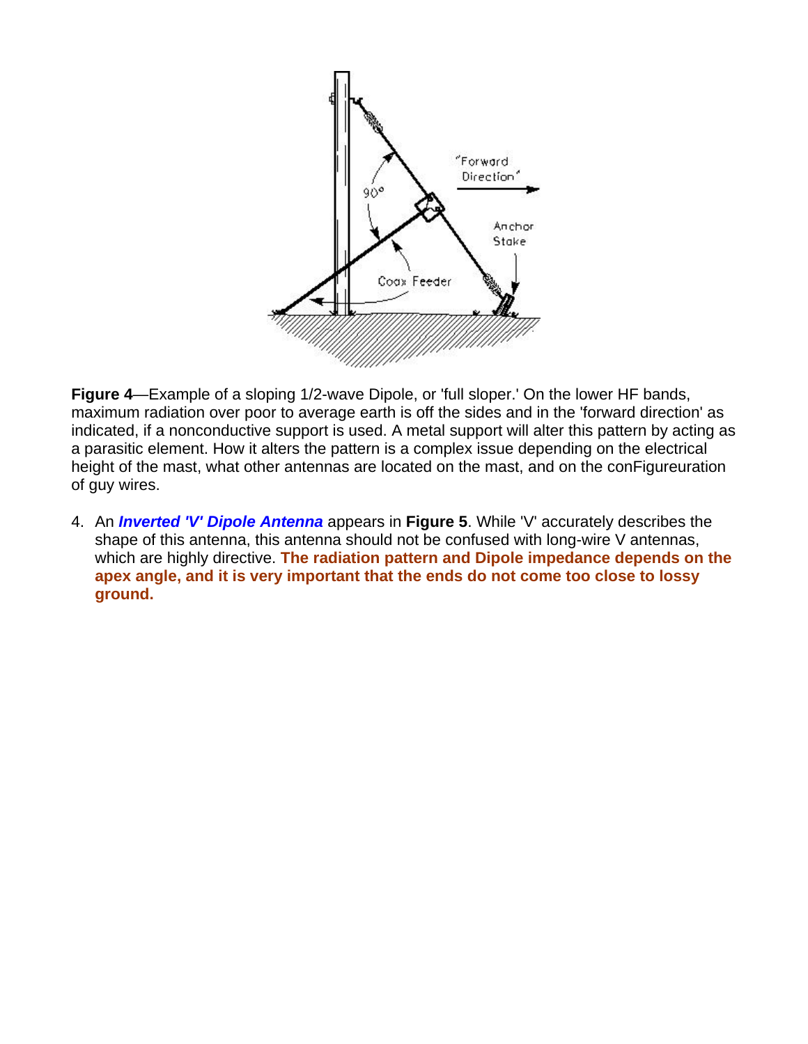**Figure 4**—Example of a sloping 1/2-wave Dipole, or 'full sloper.' On the lower HF bands, maximum radiation over poor to average earth is off the sides and in the 'forward direction' as indicated, if a nonconductive support is used. A metal support will alter this pattern by acting as a parasitic element. How it alters the pattern is a complex issue depending on the electrical height of the mast, what other antennas are located on the mast, and on the conFigureuration of guy wires.

4. An ***Inverted 'V' Dipole Antenna*** appears in **Figure 5**. While 'V' accurately describes the shape of this antenna, this antenna should not be confused with long-wire V antennas, which are highly directive. **The radiation pattern and Dipole impedance depends on the apex angle, and it is very important that the ends do not come too close to lossy ground.**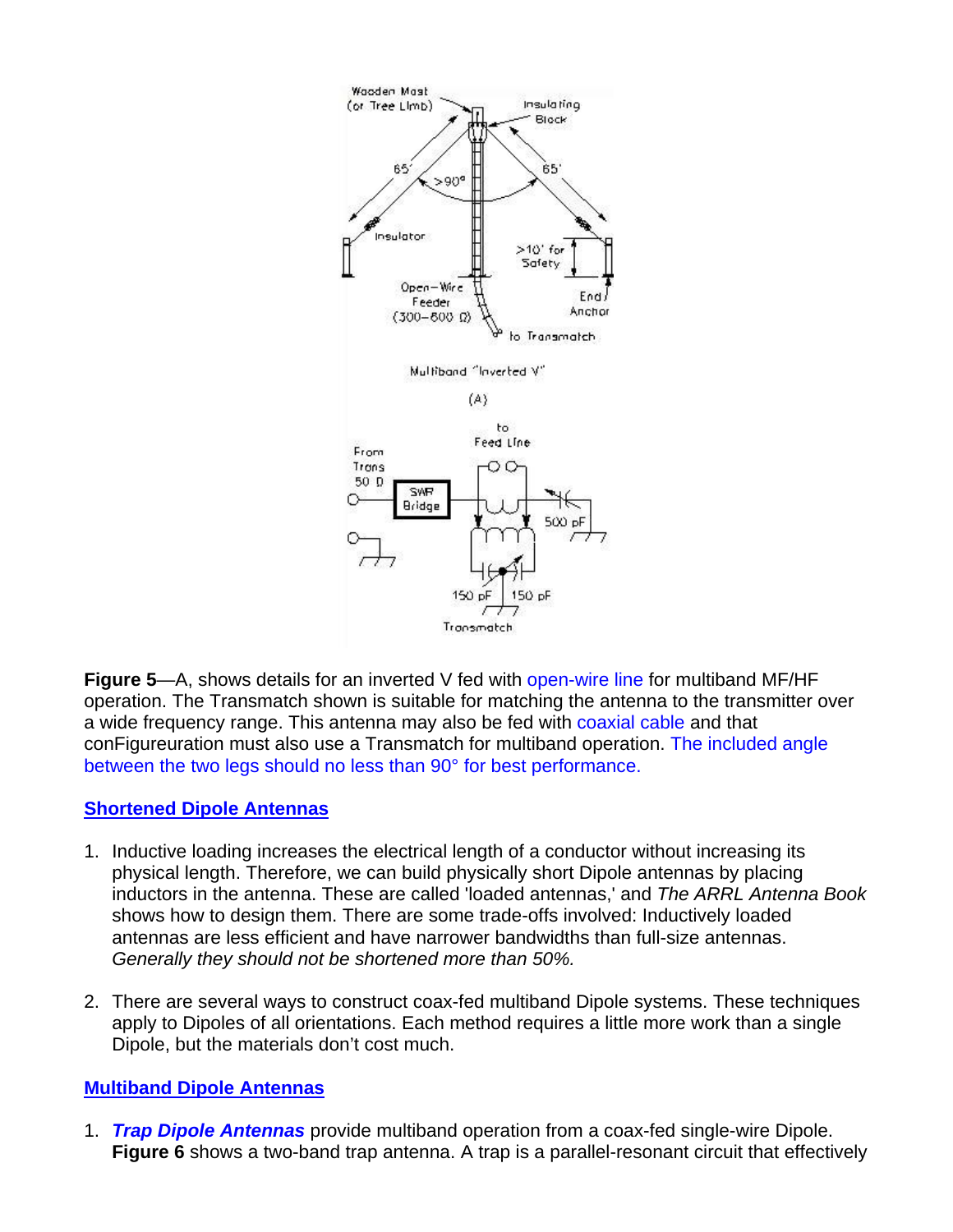**Figure 5**—A, shows details for an inverted V fed with open-wire line for multiband MF/HF operation. The Transmatch shown is suitable for matching the antenna to the transmitter over a wide frequency range. This antenna may also be fed with coaxial cable and that conFigureuration must also use a Transmatch for multiband operation. The included angle between the two legs should no less than 90° for best performance.

## Shortened Dipole Antennas

1. Inductive loading increases the electrical length of a conductor without increasing its physical length. Therefore, we can build physically short Dipole antennas by placing inductors in the antenna. These are called 'loaded antennas,' and *The ARRL Antenna Book* shows how to design them. There are some trade-offs involved: Inductively loaded antennas are less efficient and have narrower bandwidths than full-size antennas. *Generally they should not be shortened more than 50%.*

2. There are several ways to construct coax-fed multiband Dipole systems. These techniques apply to Dipoles of all orientations. Each method requires a little more work than a single Dipole, but the materials don't cost much.

## Multiband Dipole Antennas

1. ***Trap Dipole Antennas*** provide multiband operation from a coax-fed single-wire Dipole. **Figure 6** shows a two-band trap antenna. A trap is a parallel-resonant circuit that effectively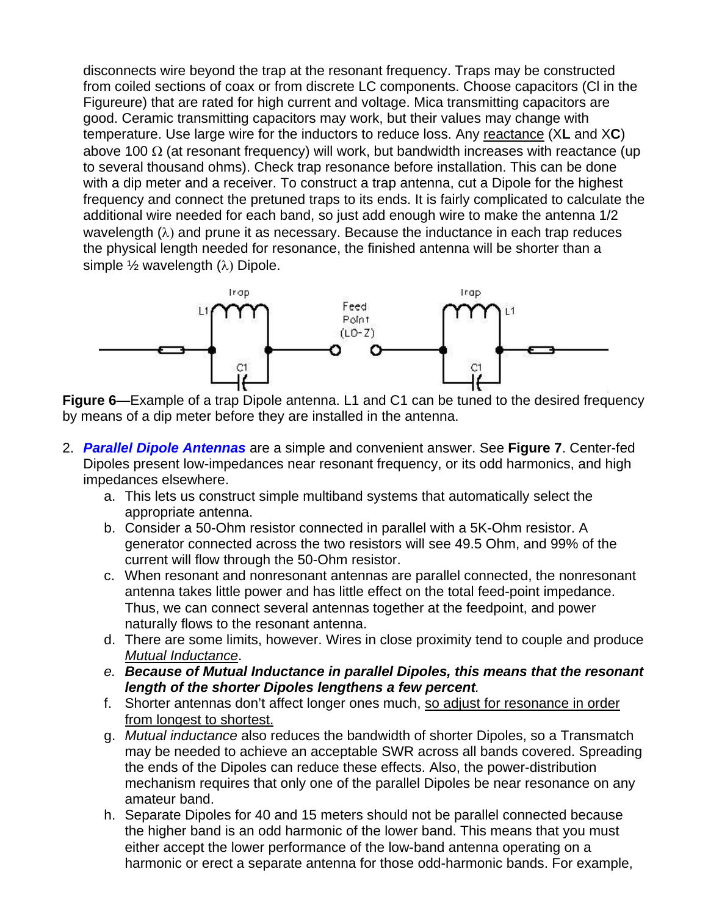disconnects wire beyond the trap at the resonant frequency. Traps may be constructed from coiled sections of coax or from discrete LC components. Choose capacitors (Cl in the Figureure) that are rated for high current and voltage. Mica transmitting capacitors are good. Ceramic transmitting capacitors may work, but their values may change with temperature. Use large wire for the inductors to reduce loss. Any reactance (X**L** and X**C**) above 100 Ω (at resonant frequency) will work, but bandwidth increases with reactance (up to several thousand ohms). Check trap resonance before installation. This can be done with a dip meter and a receiver. To construct a trap antenna, cut a Dipole for the highest frequency and connect the pretuned traps to its ends. It is fairly complicated to calculate the additional wire needed for each band, so just add enough wire to make the antenna 1/2 wavelength (λ) and prune it as necessary. Because the inductance in each trap reduces the physical length needed for resonance, the finished antenna will be shorter than a simple ½ wavelength (λ) Dipole.

**Figure 6**—Example of a trap Dipole antenna. L1 and C1 can be tuned to the desired frequency by means of a dip meter before they are installed in the antenna.

2. ***Parallel Dipole Antennas*** are a simple and convenient answer. See **Figure 7**. Center-fed Dipoles present low-impedances near resonant frequency, or its odd harmonics, and high impedances elsewhere.
   a. This lets us construct simple multiband systems that automatically select the appropriate antenna.
   b. Consider a 50-Ohm resistor connected in parallel with a 5K-Ohm resistor. A generator connected across the two resistors will see 49.5 Ohm, and 99% of the current will flow through the 50-Ohm resistor.
   c. When resonant and nonresonant antennas are parallel connected, the nonresonant antenna takes little power and has little effect on the total feed-point impedance. Thus, we can connect several antennas together at the feedpoint, and power naturally flows to the resonant antenna.
   d. There are some limits, however. Wires in close proximity tend to couple and produce *Mutual Inductance*.
   e. ***Because of Mutual Inductance in parallel Dipoles, this means that the resonant length of the shorter Dipoles lengthens a few percent***.
   f. Shorter antennas don't affect longer ones much, so adjust for resonance in order from longest to shortest.
   g. *Mutual inductance* also reduces the bandwidth of shorter Dipoles, so a Transmatch may be needed to achieve an acceptable SWR across all bands covered. Spreading the ends of the Dipoles can reduce these effects. Also, the power-distribution mechanism requires that only one of the parallel Dipoles be near resonance on any amateur band.
   h. Separate Dipoles for 40 and 15 meters should not be parallel connected because the higher band is an odd harmonic of the lower band. This means that you must either accept the lower performance of the low-band antenna operating on a harmonic or erect a separate antenna for those odd-harmonic bands. For example,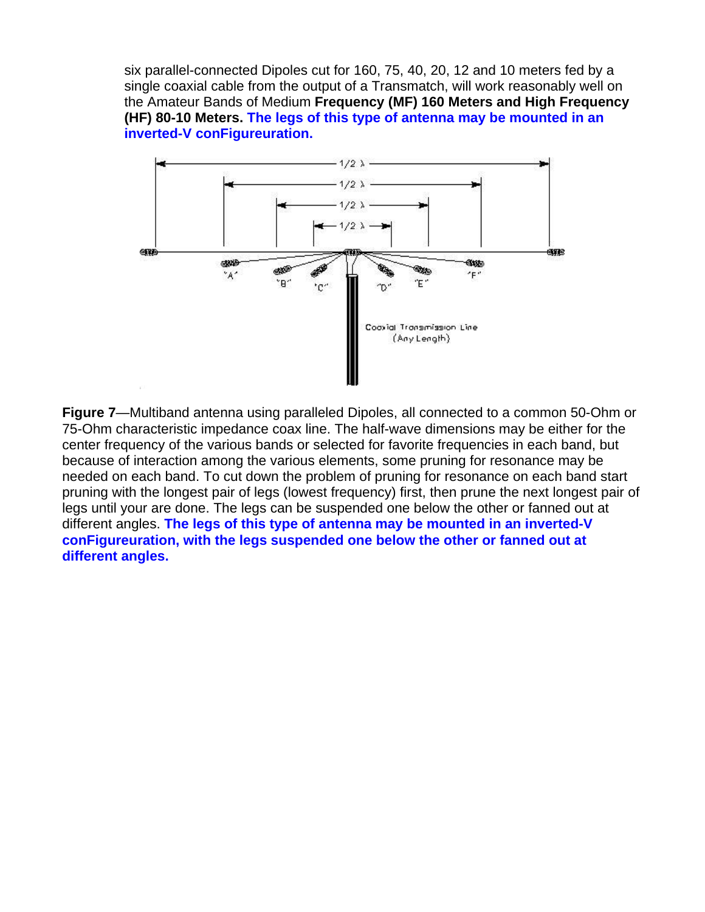six parallel-connected Dipoles cut for 160, 75, 40, 20, 12 and 10 meters fed by a single coaxial cable from the output of a Transmatch, will work reasonably well on the Amateur Bands of Medium **Frequency (MF) 160 Meters and High Frequency (HF) 80-10 Meters. The legs of this type of antenna may be mounted in an inverted-V conFigureuration.**

1/2 λ
1/2 λ
1/2 λ
1/2 λ
"A"
"B"
"C"
"D"
"E"
"F"
Coaxial Transmission Line
(Any Length)

**Figure 7**—Multiband antenna using paralleled Dipoles, all connected to a common 50-Ohm or 75-Ohm characteristic impedance coax line. The half-wave dimensions may be either for the center frequency of the various bands or selected for favorite frequencies in each band, but because of interaction among the various elements, some pruning for resonance may be needed on each band. To cut down the problem of pruning for resonance on each band start pruning with the longest pair of legs (lowest frequency) first, then prune the next longest pair of legs until your are done. The legs can be suspended one below the other or fanned out at different angles. **The legs of this type of antenna may be mounted in an inverted-V conFigureuration, with the legs suspended one below the other or fanned out at different angles.**